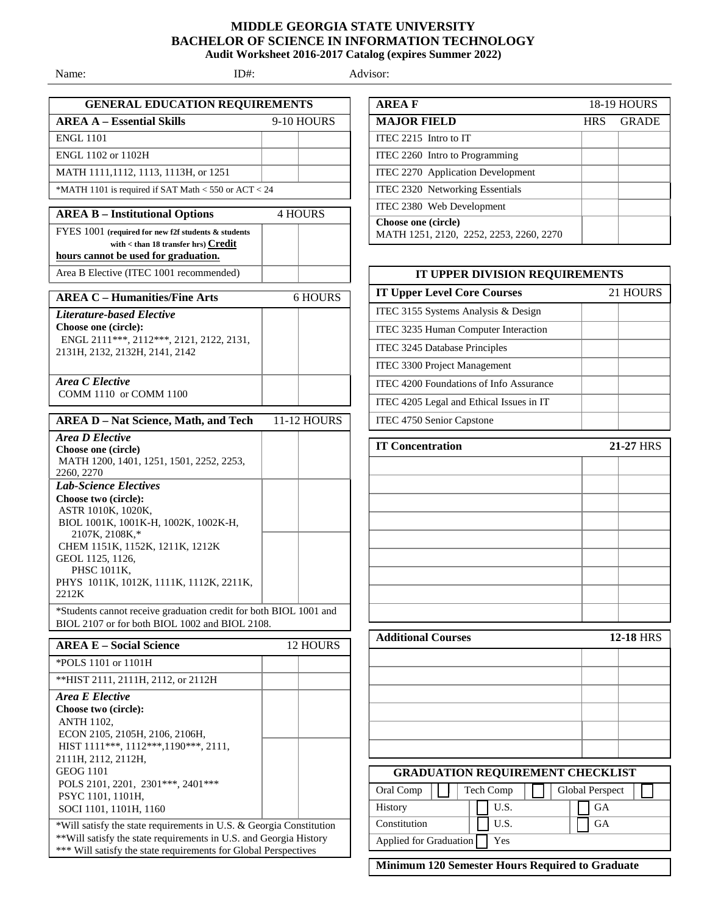# MIDDLE GEORGIA STATE UNIVERSITY
## BACHELOR OF SCIENCE IN INFORMATION TECHNOLOGY
### Audit Worksheet 2016-2017 Catalog (expires Summer 2022)

Name: ID#: Advisor:

## GENERAL EDUCATION REQUIREMENTS

| AREA A – Essential Skills | 9-10 HOURS | |
|---|---|---|
| ENGL 1101 | | |
| ENGL 1102 or 1102H | | |
| MATH 1111,1112, 1113, 1113H, or 1251 | | |
| *MATH 1101 is required if SAT Math < 550 or ACT < 24 | | |

| AREA B – Institutional Options | 4 HOURS | |
|---|---|---|
| FYES 1001 (required for new f2f students & students with < than 18 transfer hrs) **Credit hours cannot be used for graduation.** | | |
| Area B Elective (ITEC 1001 recommended) | | |

| AREA C – Humanities/Fine Arts | 6 HOURS | |
|---|---|---|
| ***Literature-based Elective*** **Choose one (circle):** ENGL 2111***, 2112***, 2121, 2122, 2131, 2131H, 2132, 2132H, 2141, 2142 | | |
| ***Area C Elective*** COMM 1110 or COMM 1100 | | |

| AREA D – Nat Science, Math, and Tech | 11-12 HOURS | |
|---|---|---|
| ***Area D Elective*** **Choose one (circle)** MATH 1200, 1401, 1251, 1501, 2252, 2253, 2260, 2270 | | |
| ***Lab-Science Electives*** **Choose two (circle):** ASTR 1010K, 1020K, BIOL 1001K, 1001K-H, 1002K, 1002K-H, 2107K, 2108K,* | | |
| CHEM 1151K, 1152K, 1211K, 1212K GEOL 1125, 1126, PHSC 1011K, PHYS 1011K, 1012K, 1111K, 1112K, 2211K, 2212K | | |
| *Students cannot receive graduation credit for both BIOL 1001 and BIOL 2107 or for both BIOL 1002 and BIOL 2108. | | |

| AREA E – Social Science | 12 HOURS | |
|---|---|---|
| *POLS 1101 or 1101H | | |
| **HIST 2111, 2111H, 2112, or 2112H | | |
| ***Area E Elective*** **Choose two (circle):** ANTH 1102, ECON 2105, 2105H, 2106, 2106H, | | |
| HIST 1111***, 1112***,1190***, 2111, 2111H, 2112, 2112H, GEOG 1101 POLS 2101, 2201, 2301***, 2401*** PSYC 1101, 1101H, SOCI 1101, 1101H, 1160 | | |

*Will satisfy the state requirements in U.S. & Georgia Constitution
**Will satisfy the state requirements in U.S. and Georgia History
*** Will satisfy the state requirements for Global Perspectives

| AREA F | 18-19 HOURS | |
|---|---|---|
| **MAJOR FIELD** | **HRS** | **GRADE** |
| ITEC 2215 Intro to IT | | |
| ITEC 2260 Intro to Programming | | |
| ITEC 2270 Application Development | | |
| ITEC 2320 Networking Essentials | | |
| ITEC 2380 Web Development | | |
| **Choose one (circle)** MATH 1251, 2120, 2252, 2253, 2260, 2270 | | |

## IT UPPER DIVISION REQUIREMENTS

| IT Upper Level Core Courses | 21 HOURS | |
|---|---|---|
| ITEC 3155 Systems Analysis & Design | | |
| ITEC 3235 Human Computer Interaction | | |
| ITEC 3245 Database Principles | | |
| ITEC 3300 Project Management | | |
| ITEC 4200 Foundations of Info Assurance | | |
| ITEC 4205 Legal and Ethical Issues in IT | | |
| ITEC 4750 Senior Capstone | | |

| IT Concentration | 21-27 HRS | |
|---|---|---|
| | | |
| | | |
| | | |
| | | |
| | | |
| | | |
| | | |
| | | |
| | | |

| Additional Courses | 12-18 HRS | |
|---|---|---|
| | | |
| | | |
| | | |
| | | |
| | | |
| | | |

## GRADUATION REQUIREMENT CHECKLIST

| | | | | | |
|---|---|---|---|---|---|
| Oral Comp | ☐ | Tech Comp | ☐ | Global Perspect | ☐ |
| History | | ☐ U.S. | | ☐ GA | |
| Constitution | | ☐ U.S. | | ☐ GA | |
| Applied for Graduation | ☐ Yes | | | | |

**Minimum 120 Semester Hours Required to Graduate**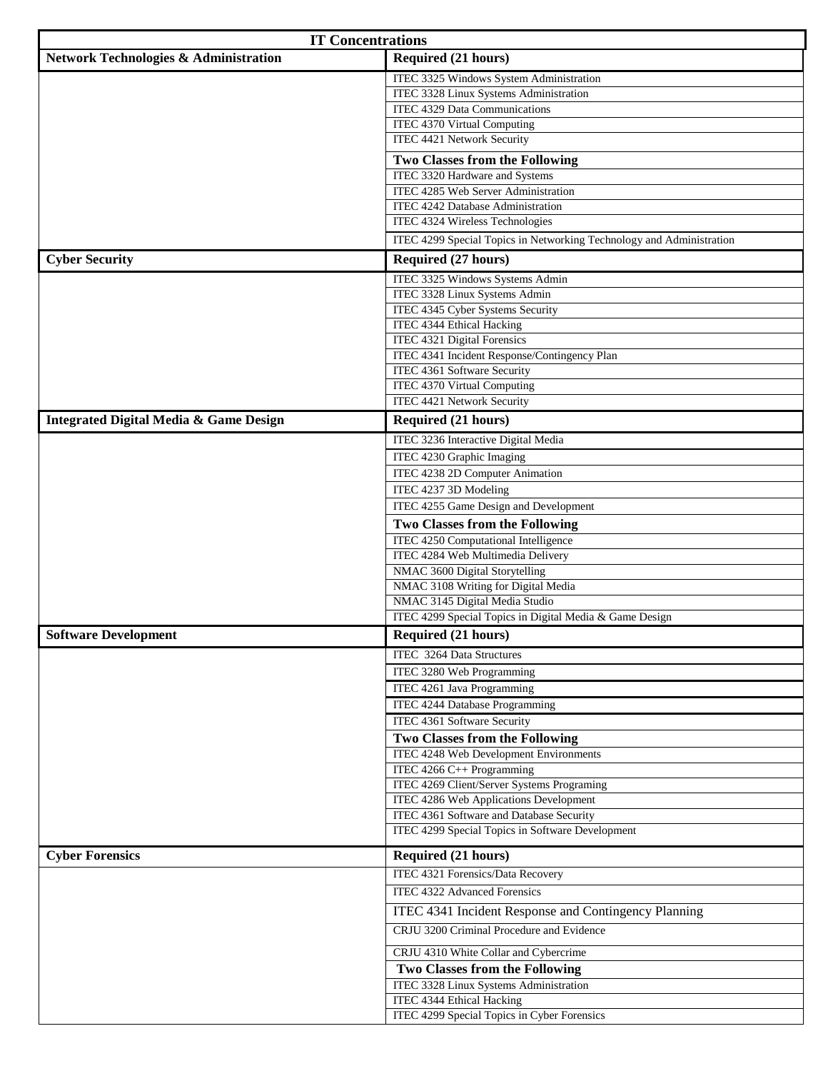| IT Concentrations | |
|---|---|
| **Network Technologies & Administration** | **Required (21 hours)** |
| | ITEC 3325 Windows System Administration |
| | ITEC 3328 Linux Systems Administration |
| | ITEC 4329 Data Communications |
| | ITEC 4370 Virtual Computing |
| | ITEC 4421 Network Security |
| | **Two Classes from the Following** |
| | ITEC 3320 Hardware and Systems |
| | ITEC 4285 Web Server Administration |
| | ITEC 4242 Database Administration |
| | ITEC 4324 Wireless Technologies |
| | ITEC 4299 Special Topics in Networking Technology and Administration |
| **Cyber Security** | **Required (27 hours)** |
| | ITEC 3325 Windows Systems Admin |
| | ITEC 3328 Linux Systems Admin |
| | ITEC 4345 Cyber Systems Security |
| | ITEC 4344 Ethical Hacking |
| | ITEC 4321 Digital Forensics |
| | ITEC 4341 Incident Response/Contingency Plan |
| | ITEC 4361 Software Security |
| | ITEC 4370 Virtual Computing |
| | ITEC 4421 Network Security |
| **Integrated Digital Media & Game Design** | **Required (21 hours)** |
| | ITEC 3236 Interactive Digital Media |
| | ITEC 4230 Graphic Imaging |
| | ITEC 4238 2D Computer Animation |
| | ITEC 4237 3D Modeling |
| | ITEC 4255 Game Design and Development |
| | **Two Classes from the Following** |
| | ITEC 4250 Computational Intelligence |
| | ITEC 4284 Web Multimedia Delivery |
| | NMAC 3600 Digital Storytelling |
| | NMAC 3108 Writing for Digital Media |
| | NMAC 3145 Digital Media Studio |
| | ITEC 4299 Special Topics in Digital Media & Game Design |
| **Software Development** | **Required (21 hours)** |
| | ITEC 3264 Data Structures |
| | ITEC 3280 Web Programming |
| | ITEC 4261 Java Programming |
| | ITEC 4244 Database Programming |
| | ITEC 4361 Software Security |
| | **Two Classes from the Following** |
| | ITEC 4248 Web Development Environments |
| | ITEC 4266 C++ Programming |
| | ITEC 4269 Client/Server Systems Programing |
| | ITEC 4286 Web Applications Development |
| | ITEC 4361 Software and Database Security |
| | ITEC 4299 Special Topics in Software Development |
| **Cyber Forensics** | **Required (21 hours)** |
| | ITEC 4321 Forensics/Data Recovery |
| | ITEC 4322 Advanced Forensics |
| | ITEC 4341 Incident Response and Contingency Planning |
| | CRJU 3200 Criminal Procedure and Evidence |
| | CRJU 4310 White Collar and Cybercrime |
| | **Two Classes from the Following** |
| | ITEC 3328 Linux Systems Administration |
| | ITEC 4344 Ethical Hacking |
| | ITEC 4299 Special Topics in Cyber Forensics |